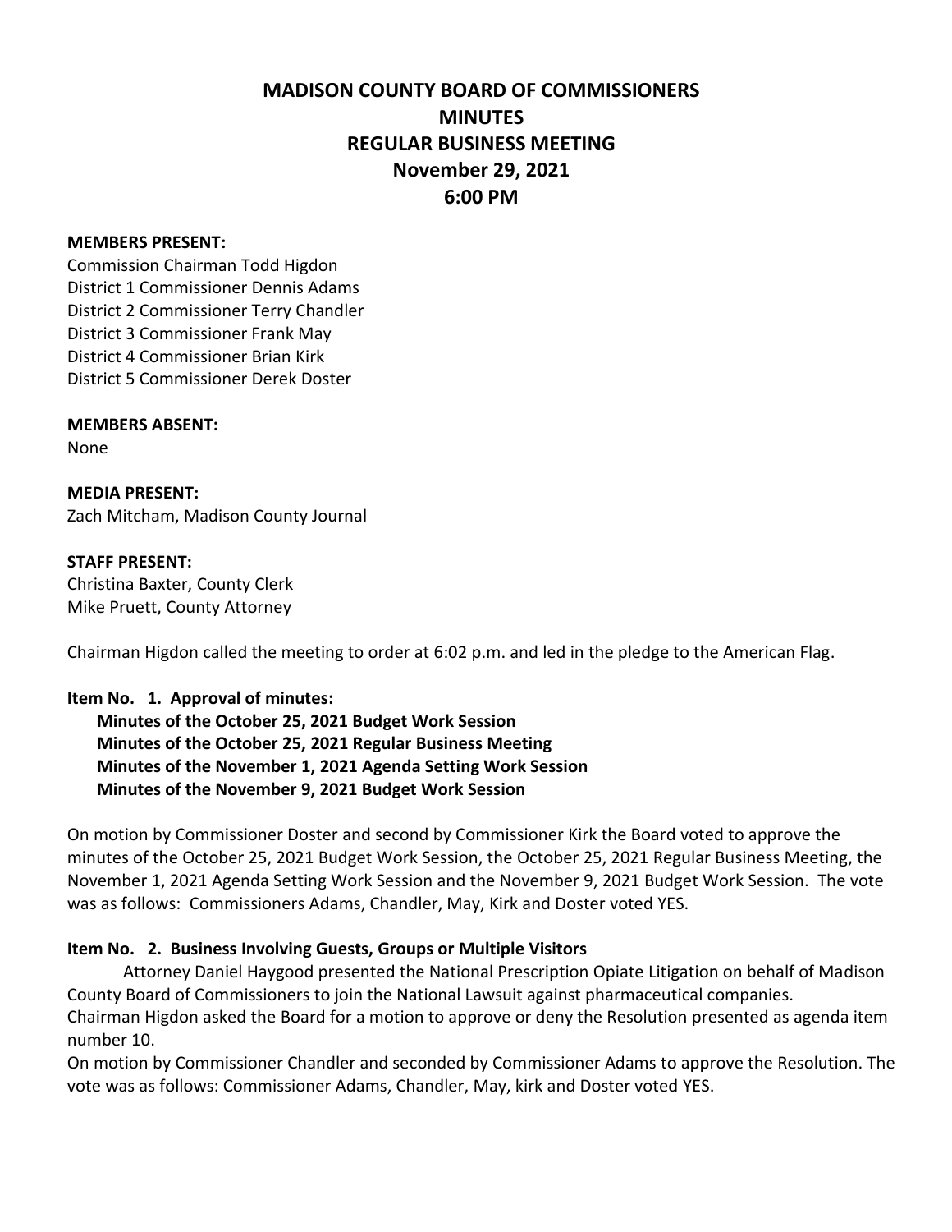# MADISON COUNTY BOARD OF COMMISSIONERS
# MINUTES
# REGULAR BUSINESS MEETING
# November 29, 2021
# 6:00 PM

**MEMBERS PRESENT:**
Commission Chairman Todd Higdon
District 1 Commissioner Dennis Adams
District 2 Commissioner Terry Chandler
District 3 Commissioner Frank May
District 4 Commissioner Brian Kirk
District 5 Commissioner Derek Doster

**MEMBERS ABSENT:**
None

**MEDIA PRESENT:**
Zach Mitcham, Madison County Journal

**STAFF PRESENT:**
Christina Baxter, County Clerk
Mike Pruett, County Attorney

Chairman Higdon called the meeting to order at 6:02 p.m. and led in the pledge to the American Flag.

**Item No. 1. Approval of minutes:**
**Minutes of the October 25, 2021 Budget Work Session**
**Minutes of the October 25, 2021 Regular Business Meeting**
**Minutes of the November 1, 2021 Agenda Setting Work Session**
**Minutes of the November 9, 2021 Budget Work Session**

On motion by Commissioner Doster and second by Commissioner Kirk the Board voted to approve the minutes of the October 25, 2021 Budget Work Session, the October 25, 2021 Regular Business Meeting, the November 1, 2021 Agenda Setting Work Session and the November 9, 2021 Budget Work Session. The vote was as follows: Commissioners Adams, Chandler, May, Kirk and Doster voted YES.

**Item No. 2. Business Involving Guests, Groups or Multiple Visitors**

Attorney Daniel Haygood presented the National Prescription Opiate Litigation on behalf of Madison County Board of Commissioners to join the National Lawsuit against pharmaceutical companies.
Chairman Higdon asked the Board for a motion to approve or deny the Resolution presented as agenda item number 10.
On motion by Commissioner Chandler and seconded by Commissioner Adams to approve the Resolution. The vote was as follows: Commissioner Adams, Chandler, May, kirk and Doster voted YES.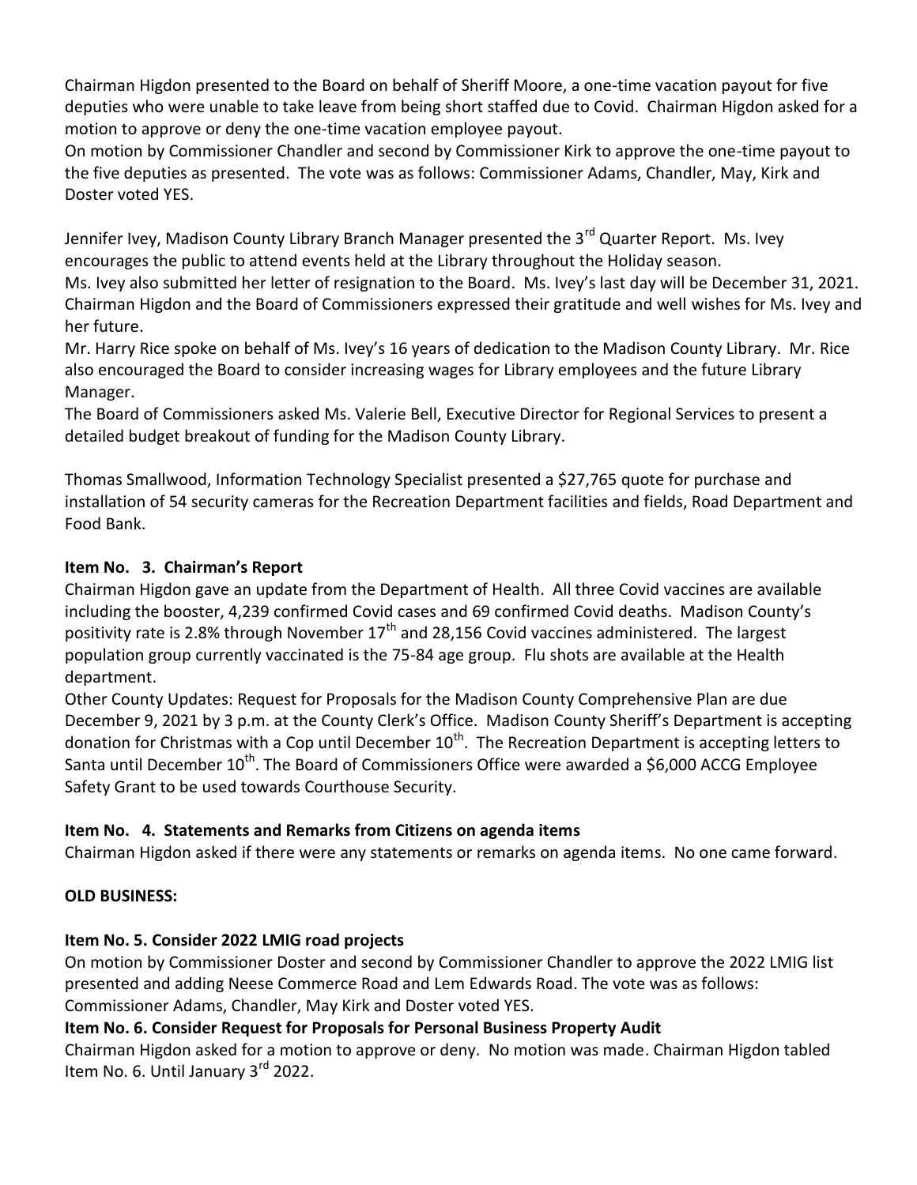Chairman Higdon presented to the Board on behalf of Sheriff Moore, a one-time vacation payout for five deputies who were unable to take leave from being short staffed due to Covid. Chairman Higdon asked for a motion to approve or deny the one-time vacation employee payout.
On motion by Commissioner Chandler and second by Commissioner Kirk to approve the one-time payout to the five deputies as presented. The vote was as follows: Commissioner Adams, Chandler, May, Kirk and Doster voted YES.

Jennifer Ivey, Madison County Library Branch Manager presented the 3rd Quarter Report. Ms. Ivey encourages the public to attend events held at the Library throughout the Holiday season.
Ms. Ivey also submitted her letter of resignation to the Board. Ms. Ivey's last day will be December 31, 2021. Chairman Higdon and the Board of Commissioners expressed their gratitude and well wishes for Ms. Ivey and her future.
Mr. Harry Rice spoke on behalf of Ms. Ivey's 16 years of dedication to the Madison County Library. Mr. Rice also encouraged the Board to consider increasing wages for Library employees and the future Library Manager.
The Board of Commissioners asked Ms. Valerie Bell, Executive Director for Regional Services to present a detailed budget breakout of funding for the Madison County Library.

Thomas Smallwood, Information Technology Specialist presented a $27,765 quote for purchase and installation of 54 security cameras for the Recreation Department facilities and fields, Road Department and Food Bank.

**Item No. 3. Chairman's Report**

Chairman Higdon gave an update from the Department of Health. All three Covid vaccines are available including the booster, 4,239 confirmed Covid cases and 69 confirmed Covid deaths. Madison County's positivity rate is 2.8% through November 17th and 28,156 Covid vaccines administered. The largest population group currently vaccinated is the 75-84 age group. Flu shots are available at the Health department.
Other County Updates: Request for Proposals for the Madison County Comprehensive Plan are due December 9, 2021 by 3 p.m. at the County Clerk's Office. Madison County Sheriff's Department is accepting donation for Christmas with a Cop until December 10th. The Recreation Department is accepting letters to Santa until December 10th. The Board of Commissioners Office were awarded a $6,000 ACCG Employee Safety Grant to be used towards Courthouse Security.

**Item No. 4. Statements and Remarks from Citizens on agenda items**

Chairman Higdon asked if there were any statements or remarks on agenda items. No one came forward.

**OLD BUSINESS:**

**Item No. 5. Consider 2022 LMIG road projects**

On motion by Commissioner Doster and second by Commissioner Chandler to approve the 2022 LMIG list presented and adding Neese Commerce Road and Lem Edwards Road. The vote was as follows: Commissioner Adams, Chandler, May Kirk and Doster voted YES.

**Item No. 6. Consider Request for Proposals for Personal Business Property Audit**

Chairman Higdon asked for a motion to approve or deny. No motion was made. Chairman Higdon tabled Item No. 6. Until January 3rd 2022.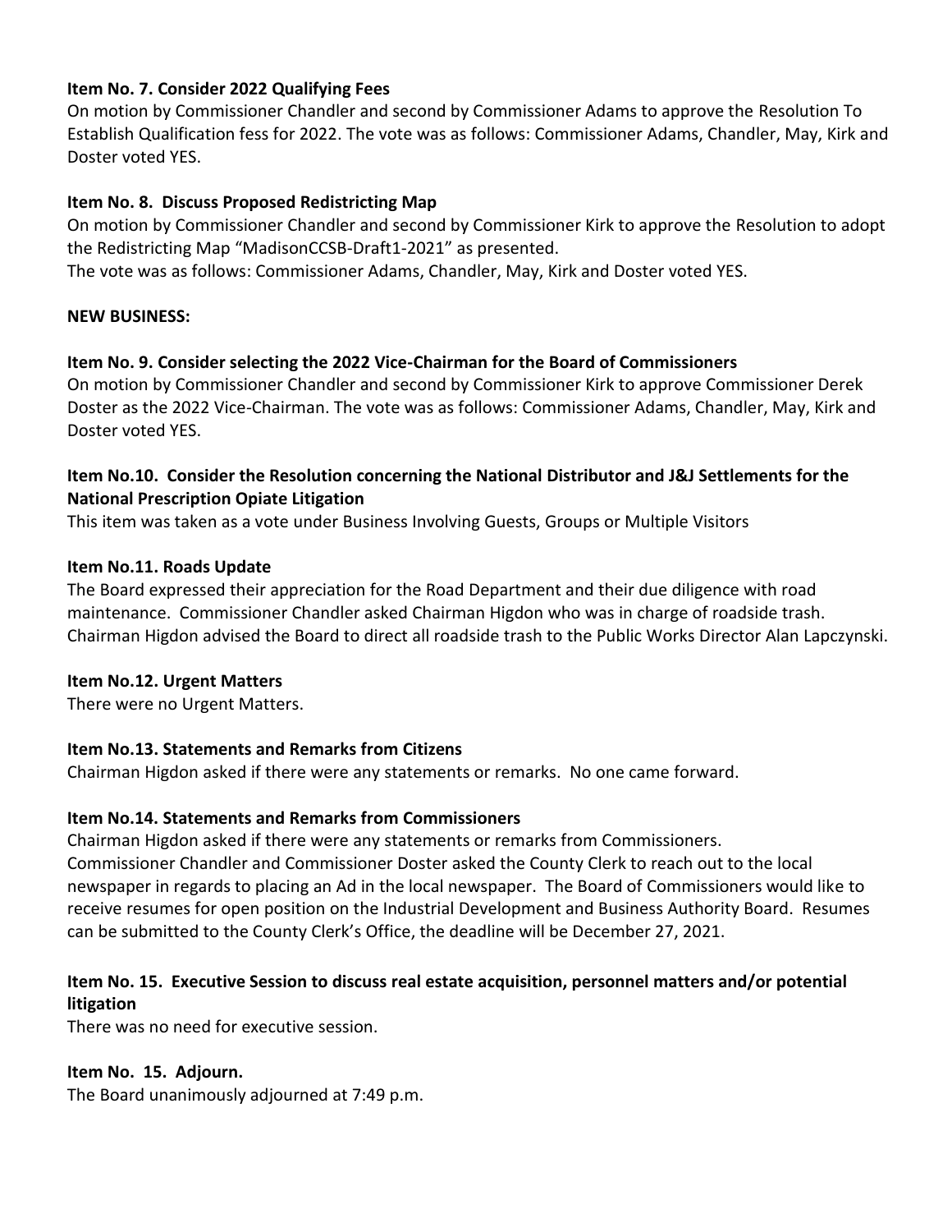**Item No. 7. Consider 2022 Qualifying Fees**

On motion by Commissioner Chandler and second by Commissioner Adams to approve the Resolution To Establish Qualification fess for 2022. The vote was as follows: Commissioner Adams, Chandler, May, Kirk and Doster voted YES.

**Item No. 8. Discuss Proposed Redistricting Map**

On motion by Commissioner Chandler and second by Commissioner Kirk to approve the Resolution to adopt the Redistricting Map "MadisonCCSB-Draft1-2021" as presented.

The vote was as follows: Commissioner Adams, Chandler, May, Kirk and Doster voted YES.

**NEW BUSINESS:**

**Item No. 9. Consider selecting the 2022 Vice-Chairman for the Board of Commissioners**

On motion by Commissioner Chandler and second by Commissioner Kirk to approve Commissioner Derek Doster as the 2022 Vice-Chairman. The vote was as follows: Commissioner Adams, Chandler, May, Kirk and Doster voted YES.

**Item No.10. Consider the Resolution concerning the National Distributor and J&J Settlements for the National Prescription Opiate Litigation**

This item was taken as a vote under Business Involving Guests, Groups or Multiple Visitors

**Item No.11. Roads Update**

The Board expressed their appreciation for the Road Department and their due diligence with road maintenance. Commissioner Chandler asked Chairman Higdon who was in charge of roadside trash. Chairman Higdon advised the Board to direct all roadside trash to the Public Works Director Alan Lapczynski.

**Item No.12. Urgent Matters**

There were no Urgent Matters.

**Item No.13. Statements and Remarks from Citizens**

Chairman Higdon asked if there were any statements or remarks. No one came forward.

**Item No.14. Statements and Remarks from Commissioners**

Chairman Higdon asked if there were any statements or remarks from Commissioners.
Commissioner Chandler and Commissioner Doster asked the County Clerk to reach out to the local newspaper in regards to placing an Ad in the local newspaper. The Board of Commissioners would like to receive resumes for open position on the Industrial Development and Business Authority Board. Resumes can be submitted to the County Clerk's Office, the deadline will be December 27, 2021.

**Item No. 15. Executive Session to discuss real estate acquisition, personnel matters and/or potential litigation**

There was no need for executive session.

**Item No. 15. Adjourn.**

The Board unanimously adjourned at 7:49 p.m.